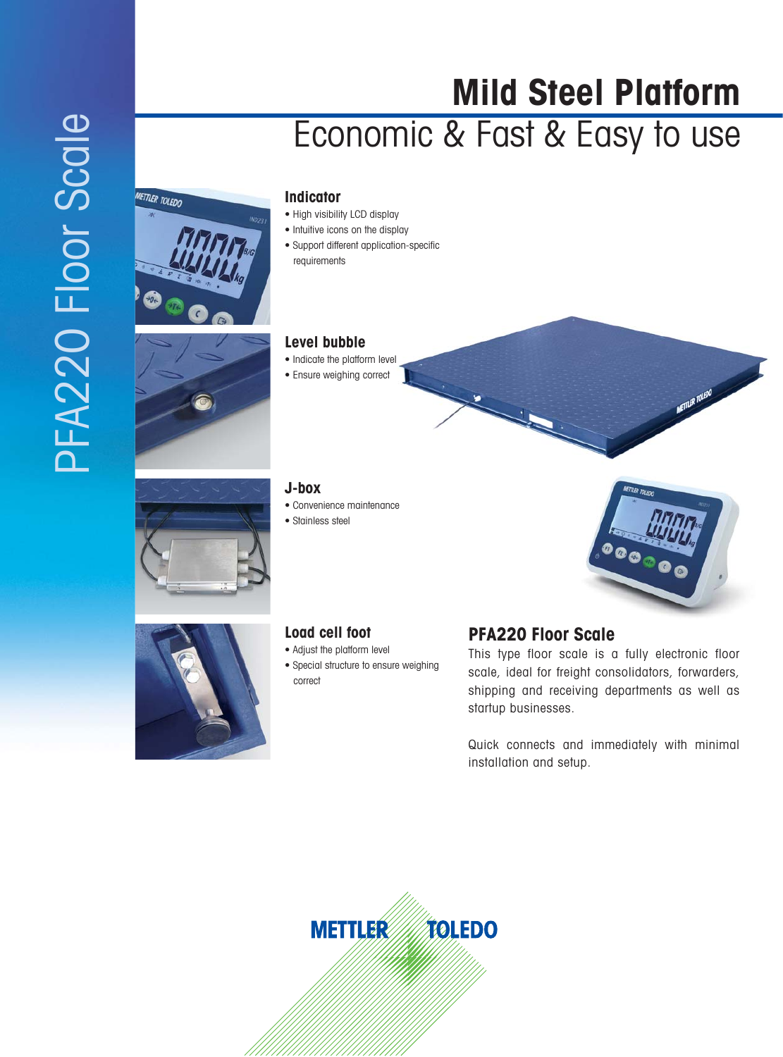# PFA220 Floor Scale

# Mild Steel Platform

## Economic & Fast & Easy to use

### Indicator
- High visibility LCD display
- Intuitive icons on the display
- Support different application-specific requirements

### Level bubble
- Indicate the platform level
- Ensure weighing correct

### J-box
- Convenience maintenance
- Stainless steel

### Load cell foot
- Adjust the platform level
- Special structure to ensure weighing correct

### PFA220 Floor Scale

This type floor scale is a fully electronic floor scale, ideal for freight consolidators, forwarders, shipping and receiving departments as well as startup businesses.

Quick connects and immediately with minimal installation and setup.

METTLER TOLEDO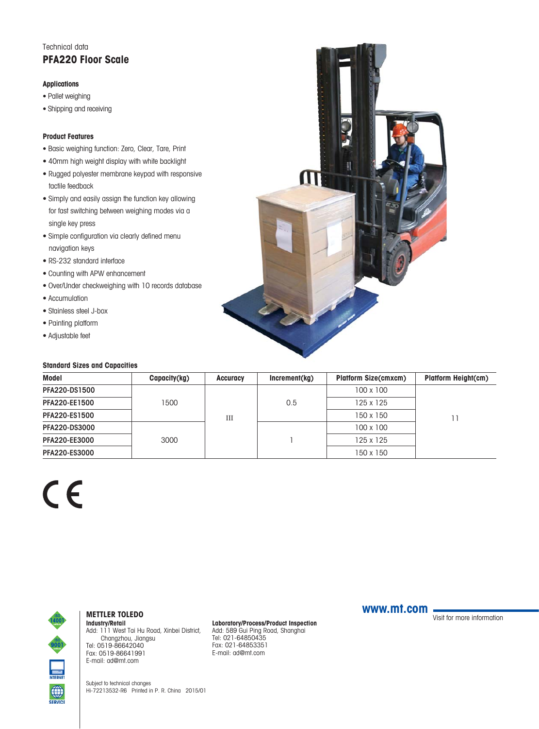Technical data

# PFA220 Floor Scale

### Applications

- Pallet weighing
- Shipping and receiving

### Product Features

- Basic weighing function: Zero, Clear, Tare, Print
- 40mm high weight display with white backlight
- Rugged polyester membrane keypad with responsive tactile feedback
- Simply and easily assign the function key allowing for fast switching between weighing modes via a single key press
- Simple configuration via clearly defined menu navigation keys
- RS-232 standard interface
- Counting with APW enhancement
- Over/Under checkweighing with 10 records database
- Accumulation
- Stainless steel J-box
- Painting platform
- Adjustable feet

### Standard Sizes and Capacities

| Model | Capacity(kg) | Accuracy | Increment(kg) | Platform Size(cmxcm) | Platform Height(cm) |
|---|---|---|---|---|---|
| PFA220-DS1500 | 1500 | III | 0.5 | 100 x 100 | 11 |
| PFA220-EE1500 | | | | 125 x 125 | |
| PFA220-ES1500 | | | | 150 x 150 | |
| PFA220-DS3000 | 3000 | | 1 | 100 x 100 | |
| PFA220-EE3000 | | | | 125 x 125 | |
| PFA220-ES3000 | | | | 150 x 150 | |

CE

**METTLER TOLEDO**

**Industry/Retail**
Add: 111 West Tai Hu Road, Xinbei District, Changzhou, Jiangsu
Tel: 0519-86642040
Fax: 0519-86641991
E-mail: ad@mt.com

**Laboratory/Process/Product Inspection**
Add: 589 Gui Ping Road, Shanghai
Tel: 021-64850435
Fax: 021-64853351
E-mail: ad@mt.com

**www.mt.com**
Visit for more information

Subject to technical changes
Hi-72213532-R6 Printed in P. R. China 2015/01